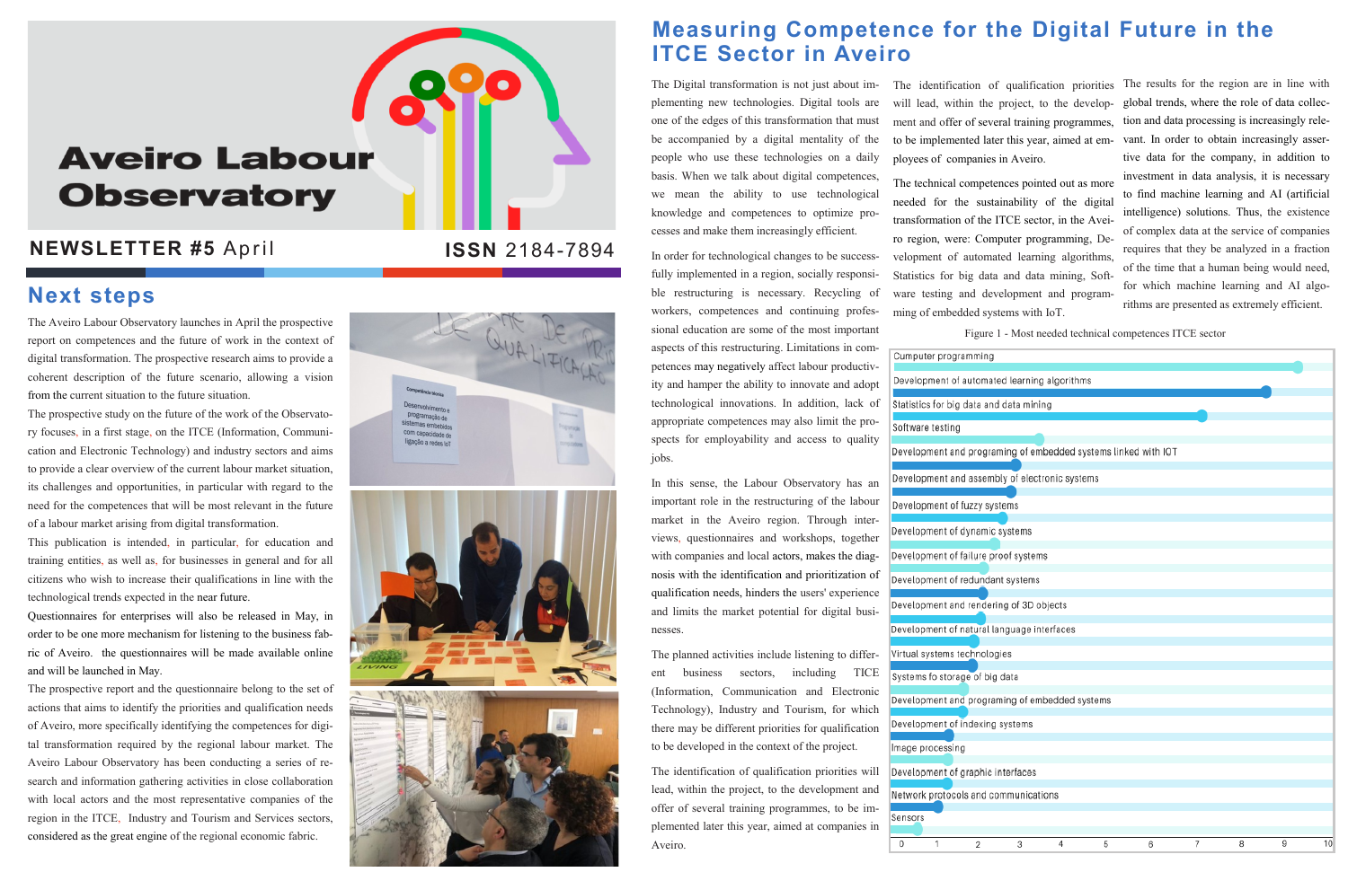# Aveiro Labour Observatory

**NEWSLETTER #5** April **ISSN** 2184-7894

## Next steps

The Aveiro Labour Observatory launches in April the prospective report on competences and the future of work in the context of digital transformation. The prospective research aims to provide a coherent description of the future scenario, allowing a vision from the current situation to the future situation.

The prospective study on the future of the work of the Observatory focuses, in a first stage, on the ITCE (Information, Communication and Electronic Technology) and industry sectors and aims to provide a clear overview of the current labour market situation, its challenges and opportunities, in particular with regard to the need for the competences that will be most relevant in the future of a labour market arising from digital transformation.

This publication is intended, in particular, for education and training entities, as well as, for businesses in general and for all citizens who wish to increase their qualifications in line with the technological trends expected in the near future.

Questionnaires for enterprises will also be released in May, in order to be one more mechanism for listening to the business fabric of Aveiro. the questionnaires will be made available online and will be launched in May.

The prospective report and the questionnaire belong to the set of actions that aims to identify the priorities and qualification needs of Aveiro, more specifically identifying the competences for digital transformation required by the regional labour market. The Aveiro Labour Observatory has been conducting a series of research and information gathering activities in close collaboration with local actors and the most representative companies of the region in the ITCE, Industry and Tourism and Services sectors, considered as the great engine of the regional economic fabric.

## Measuring Competence for the Digital Future in the ITCE Sector in Aveiro

The Digital transformation is not just about implementing new technologies. Digital tools are one of the edges of this transformation that must be accompanied by a digital mentality of the people who use these technologies on a daily basis. When we talk about digital competences, we mean the ability to use technological knowledge and competences to optimize processes and make them increasingly efficient.

In order for technological changes to be successfully implemented in a region, socially responsible restructuring is necessary. Recycling of workers, competences and continuing professional education are some of the most important aspects of this restructuring. Limitations in competences may negatively affect labour productivity and hamper the ability to innovate and adopt technological innovations. In addition, lack of appropriate competences may also limit the prospects for employability and access to quality jobs.

In this sense, the Labour Observatory has an important role in the restructuring of the labour market in the Aveiro region. Through interviews, questionnaires and workshops, together with companies and local actors, makes the diagnosis with the identification and prioritization of qualification needs, hinders the users' experience and limits the market potential for digital businesses.

The planned activities include listening to different business sectors, including TICE (Information, Communication and Electronic Technology), Industry and Tourism, for which there may be different priorities for qualification to be developed in the context of the project.

The identification of qualification priorities will lead, within the project, to the development and offer of several training programmes, to be implemented later this year, aimed at companies in Aveiro.

The identification of qualification priorities will lead, within the project, to the development and offer of several training programmes, to be implemented later this year, aimed at employees of companies in Aveiro.

The technical competences pointed out as more needed for the sustainability of the digital transformation of the ITCE sector, in the Aveiro region, were: Computer programming, Development of automated learning algorithms, Statistics for big data and data mining, Software testing and development and programming of embedded systems with IoT.

The results for the region are in line with global trends, where the role of data collection and data processing is increasingly relevant. In order to obtain increasingly assertive data for the company, in addition to investment in data analysis, it is necessary to find machine learning and AI (artificial intelligence) solutions. Thus, the existence of complex data at the service of companies requires that they be analyzed in a fraction of the time that a human being would need, for which machine learning and AI algorithms are presented as extremely efficient.

Figure 1 - Most needed technical competences ITCE sector

| Competence |
|---|
| Cumputer programming |
| Development of automated learning algorithms |
| Statistics for big data and data mining |
| Software testing |
| Development and programing of embedded systems linked with IOT |
| Development and assembly of electronic systems |
| Development of fuzzy systems |
| Development of dynamic systems |
| Development of failure proof systems |
| Development of redundant systems |
| Development and rendering of 3D objects |
| Development of natural language interfaces |
| Virtual systems technologies |
| Systems fo storage of big data |
| Development and programing of embedded systems |
| Development of indexing systems |
| Image processing |
| Development of graphic interfaces |
| Network protocols and communications |
| Sensors |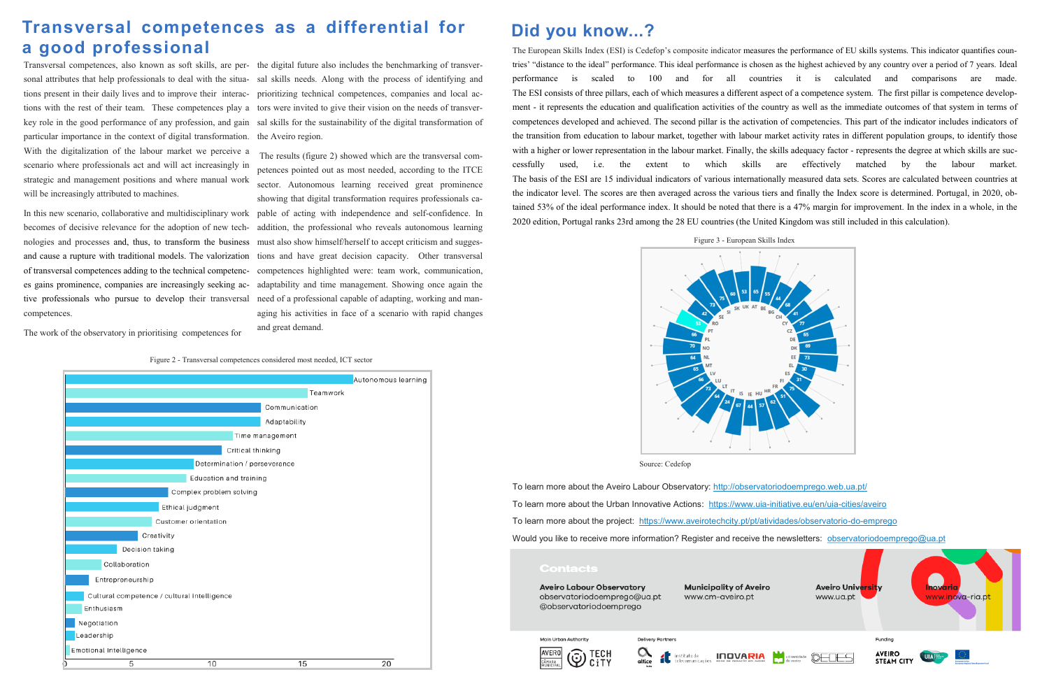## Transversal competences as a differential for a good professional

Transversal competences, also known as soft skills, are personal attributes that help professionals to deal with the situations present in their daily lives and to improve their interactions with the rest of their team. These competences play a key role in the good performance of any profession, and gain particular importance in the context of digital transformation. With the digitalization of the labour market we perceive a scenario where professionals act and will act increasingly in strategic and management positions and where manual work will be increasingly attributed to machines.

In this new scenario, collaborative and multidisciplinary work becomes of decisive relevance for the adoption of new technologies and processes and, thus, to transform the business and cause a rupture with traditional models. The valorization of transversal competences adding to the technical competences gains prominence, companies are increasingly seeking active professionals who pursue to develop their transversal competences.

The work of the observatory in prioritising competences for the digital future also includes the benchmarking of transversal skills needs. Along with the process of identifying and prioritizing technical competences, companies and local actors were invited to give their vision on the needs of transversal skills for the sustainability of the digital transformation of the Aveiro region.

The results (figure 2) showed which are the transversal competences pointed out as most needed, according to the ITCE sector. Autonomous learning received great prominence showing that digital transformation requires professionals capable of acting with independence and self-confidence. In addition, the professional who reveals autonomous learning must also show himself/herself to accept criticism and suggestions and have great decision capacity. Other transversal competences highlighted were: team work, communication, adaptability and time management. Showing once again the need of a professional capable of adapting, working and managing his activities in face of a scenario with rapid changes and great demand.

Figure 2 - Transversal competences considered most needed, ICT sector

Autonomous learning
Teamwork
Communication
Adaptability
Time management
Critical thinking
Determination / perseverance
Education and training
Complex problem solving
Ethical judgment
Customer orientation
Creativity
Decision taking
Collaboration
Entrepreneurship
Cultural competence / cultural intelligence
Enthusiasm
Negotiation
Leadership
Emotional intelligence

0 5 10 15 20

## Did you know...?

The European Skills Index (ESI) is Cedefop's composite indicator measures the performance of EU skills systems. This indicator quantifies countries' "distance to the ideal" performance. This ideal performance is chosen as the highest achieved by any country over a period of 7 years. Ideal performance is scaled to 100 and for all countries it is calculated and comparisons are made. The ESI consists of three pillars, each of which measures a different aspect of a competence system. The first pillar is competence development - it represents the education and qualification activities of the country as well as the immediate outcomes of that system in terms of competences developed and achieved. The second pillar is the activation of competencies. This part of the indicator includes indicators of the transition from education to labour market, together with labour market activity rates in different population groups, to identify those with a higher or lower representation in the labour market. Finally, the skills adequacy factor - represents the degree at which skills are successfully used, i.e. the extent to which skills are effectively matched by the labour market. The basis of the ESI are 15 individual indicators of various internationally measured data sets. Scores are calculated between countries at the indicator level. The scores are then averaged across the various tiers and finally the Index score is determined. Portugal, in 2020, obtained 53% of the ideal performance index. It should be noted that there is a 47% margin for improvement. In the index in a whole, in the 2020 edition, Portugal ranks 23rd among the 28 EU countries (the United Kingdom was still included in this calculation).

Figure 3 - European Skills Index

SK 60, UK 53, AT 65, BE 55, BG 44, CH 68, CY 41, CZ 77, DE 65, DK 69, EE 73, EL 30, ES 31, FI 75, FR 51, HR 62, HU 57, IE 44, IS 67, IT 24, LT 64, LU 73, LV 66, MT 65, NL 64, NO 70, PL 66, PT 53, RO 42, SE 73, SI 75

Source: Cedefop

To learn more about the Aveiro Labour Observatory: http://observatoriodoemprego.web.ua.pt/

To learn more about the Urban Innovative Actions: https://www.uia-initiative.eu/en/uia-cities/aveiro

To learn more about the project: https://www.aveirotechcity.pt/pt/atividades/observatorio-do-emprego

Would you like to receive more information? Register and receive the newsletters: observatoriodoemprego@ua.pt

**Contacts**

**Aveiro Labour Observatory**
observatoriodoemprego@ua.pt
@observatoriodoemprego

**Municipality of Aveiro**
www.cm-aveiro.pt

**Aveiro University**
www.ua.pt

**Inovaria**
www.inova-ria.pt

Main Urban Authority — Delivery Partners — Funding